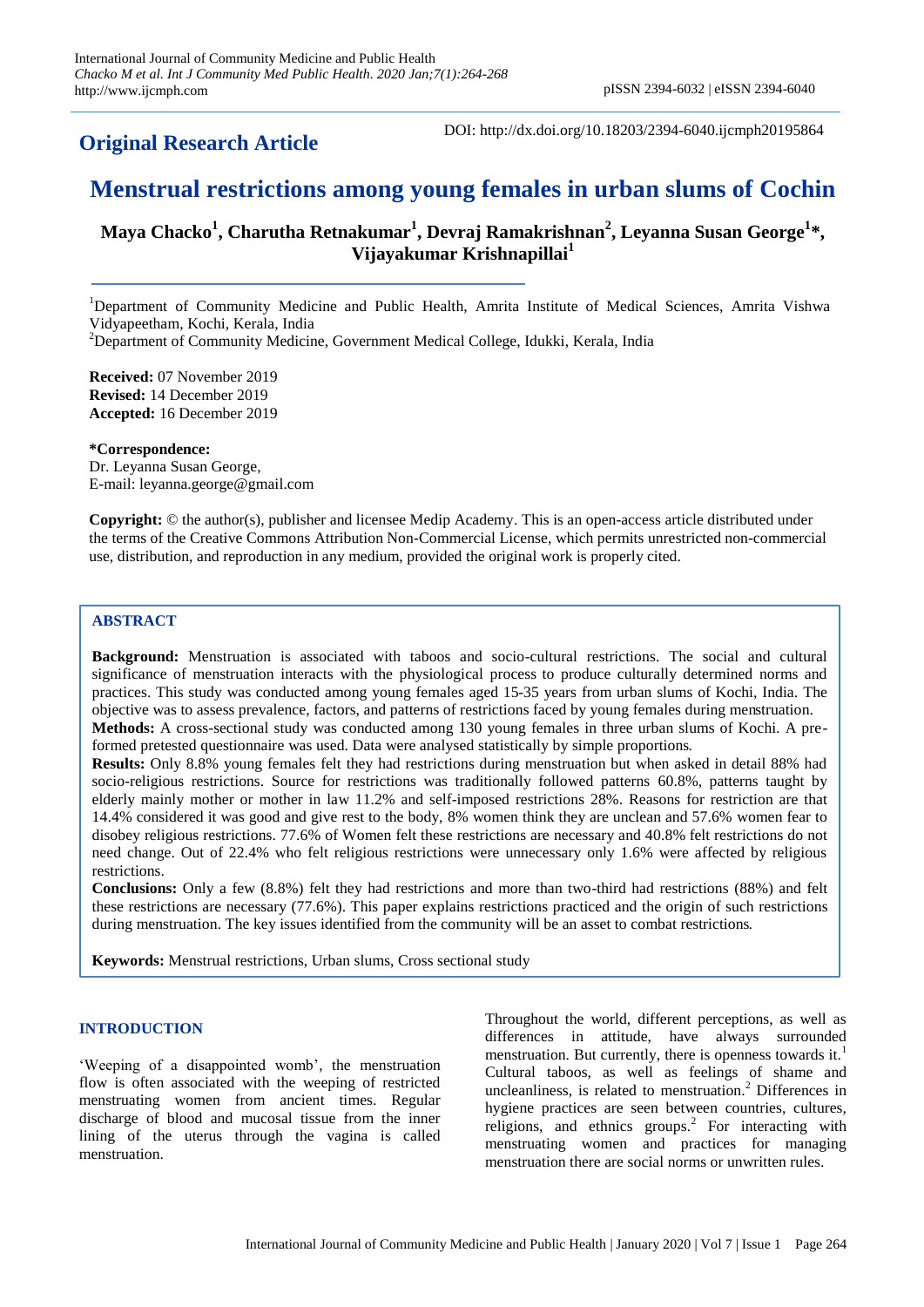## Original Research Article

DOI: http://dx.doi.org/10.18203/2394-6040.ijcmph20195864

# Menstrual restrictions among young females in urban slums of Cochin

**Maya Chacko[1], Charutha Retnakumar[1], Devraj Ramakrishnan[2], Leyanna Susan George[1]\*, Vijayakumar Krishnapillai[1]**

[1]Department of Community Medicine and Public Health, Amrita Institute of Medical Sciences, Amrita Vishwa Vidyapeetham, Kochi, Kerala, India

[2]Department of Community Medicine, Government Medical College, Idukki, Kerala, India

**Received:** 07 November 2019
**Revised:** 14 December 2019
**Accepted:** 16 December 2019

**\*Correspondence:**
Dr. Leyanna Susan George,
E-mail: leyanna.george@gmail.com

**Copyright:** © the author(s), publisher and licensee Medip Academy. This is an open-access article distributed under the terms of the Creative Commons Attribution Non-Commercial License, which permits unrestricted non-commercial use, distribution, and reproduction in any medium, provided the original work is properly cited.

### ABSTRACT

**Background:** Menstruation is associated with taboos and socio-cultural restrictions. The social and cultural significance of menstruation interacts with the physiological process to produce culturally determined norms and practices. This study was conducted among young females aged 15-35 years from urban slums of Kochi, India. The objective was to assess prevalence, factors, and patterns of restrictions faced by young females during menstruation.

**Methods:** A cross-sectional study was conducted among 130 young females in three urban slums of Kochi. A pre-formed pretested questionnaire was used. Data were analysed statistically by simple proportions.

**Results:** Only 8.8% young females felt they had restrictions during menstruation but when asked in detail 88% had socio-religious restrictions. Source for restrictions was traditionally followed patterns 60.8%, patterns taught by elderly mainly mother or mother in law 11.2% and self-imposed restrictions 28%. Reasons for restriction are that 14.4% considered it was good and give rest to the body, 8% women think they are unclean and 57.6% women fear to disobey religious restrictions. 77.6% of Women felt these restrictions are necessary and 40.8% felt restrictions do not need change. Out of 22.4% who felt religious restrictions were unnecessary only 1.6% were affected by religious restrictions.

**Conclusions:** Only a few (8.8%) felt they had restrictions and more than two-third had restrictions (88%) and felt these restrictions are necessary (77.6%). This paper explains restrictions practiced and the origin of such restrictions during menstruation. The key issues identified from the community will be an asset to combat restrictions.

**Keywords:** Menstrual restrictions, Urban slums, Cross sectional study

### INTRODUCTION

'Weeping of a disappointed womb', the menstruation flow is often associated with the weeping of restricted menstruating women from ancient times. Regular discharge of blood and mucosal tissue from the inner lining of the uterus through the vagina is called menstruation.

Throughout the world, different perceptions, as well as differences in attitude, have always surrounded menstruation. But currently, there is openness towards it.[1] Cultural taboos, as well as feelings of shame and uncleanliness, is related to menstruation.[2] Differences in hygiene practices are seen between countries, cultures, religions, and ethnics groups.[2] For interacting with menstruating women and practices for managing menstruation there are social norms or unwritten rules.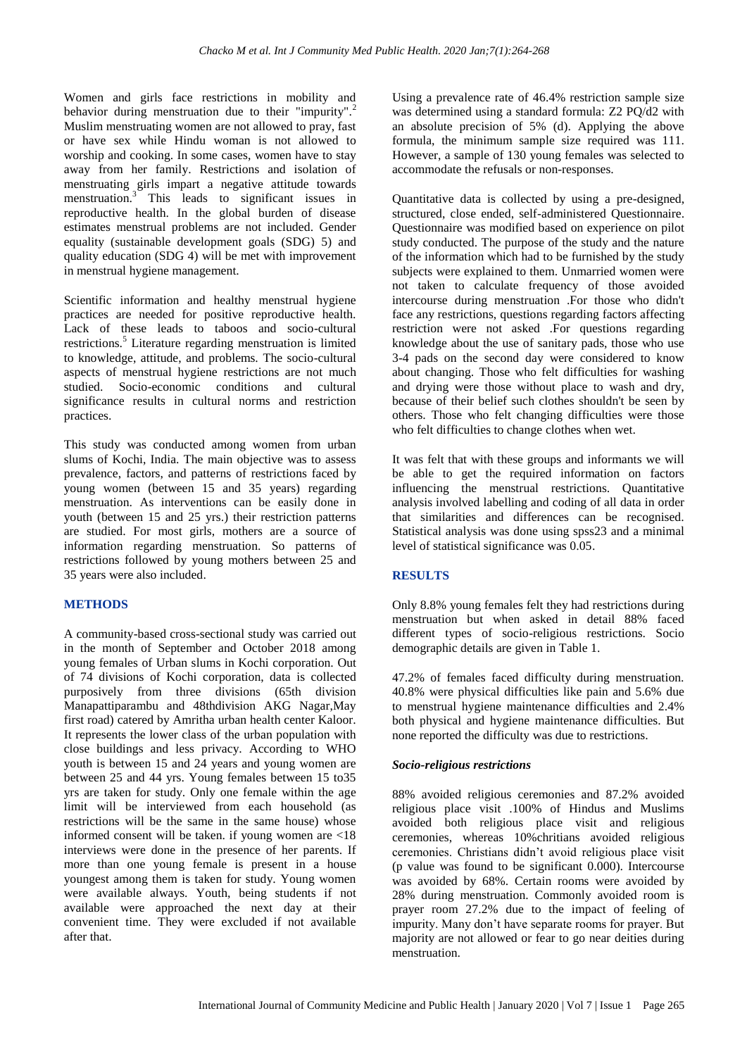Women and girls face restrictions in mobility and behavior during menstruation due to their "impurity".[2] Muslim menstruating women are not allowed to pray, fast or have sex while Hindu woman is not allowed to worship and cooking. In some cases, women have to stay away from her family. Restrictions and isolation of menstruating girls impart a negative attitude towards menstruation.[3] This leads to significant issues in reproductive health. In the global burden of disease estimates menstrual problems are not included. Gender equality (sustainable development goals (SDG) 5) and quality education (SDG 4) will be met with improvement in menstrual hygiene management.

Scientific information and healthy menstrual hygiene practices are needed for positive reproductive health. Lack of these leads to taboos and socio-cultural restrictions.[5] Literature regarding menstruation is limited to knowledge, attitude, and problems. The socio-cultural aspects of menstrual hygiene restrictions are not much studied. Socio-economic conditions and cultural significance results in cultural norms and restriction practices.

This study was conducted among women from urban slums of Kochi, India. The main objective was to assess prevalence, factors, and patterns of restrictions faced by young women (between 15 and 35 years) regarding menstruation. As interventions can be easily done in youth (between 15 and 25 yrs.) their restriction patterns are studied. For most girls, mothers are a source of information regarding menstruation. So patterns of restrictions followed by young mothers between 25 and 35 years were also included.

## METHODS

A community-based cross-sectional study was carried out in the month of September and October 2018 among young females of Urban slums in Kochi corporation. Out of 74 divisions of Kochi corporation, data is collected purposively from three divisions (65th division Manapattiparambu and 48thdivision AKG Nagar,May first road) catered by Amritha urban health center Kaloor. It represents the lower class of the urban population with close buildings and less privacy. According to WHO youth is between 15 and 24 years and young women are between 25 and 44 yrs. Young females between 15 to35 yrs are taken for study. Only one female within the age limit will be interviewed from each household (as restrictions will be the same in the same house) whose informed consent will be taken. if young women are <18 interviews were done in the presence of her parents. If more than one young female is present in a house youngest among them is taken for study. Young women were available always. Youth, being students if not available were approached the next day at their convenient time. They were excluded if not available after that.

Using a prevalence rate of 46.4% restriction sample size was determined using a standard formula: Z2 PQ/d2 with an absolute precision of 5% (d). Applying the above formula, the minimum sample size required was 111. However, a sample of 130 young females was selected to accommodate the refusals or non-responses.

Quantitative data is collected by using a pre-designed, structured, close ended, self-administered Questionnaire. Questionnaire was modified based on experience on pilot study conducted. The purpose of the study and the nature of the information which had to be furnished by the study subjects were explained to them. Unmarried women were not taken to calculate frequency of those avoided intercourse during menstruation .For those who didn't face any restrictions, questions regarding factors affecting restriction were not asked .For questions regarding knowledge about the use of sanitary pads, those who use 3-4 pads on the second day were considered to know about changing. Those who felt difficulties for washing and drying were those without place to wash and dry, because of their belief such clothes shouldn't be seen by others. Those who felt changing difficulties were those who felt difficulties to change clothes when wet.

It was felt that with these groups and informants we will be able to get the required information on factors influencing the menstrual restrictions. Quantitative analysis involved labelling and coding of all data in order that similarities and differences can be recognised. Statistical analysis was done using spss23 and a minimal level of statistical significance was 0.05.

## RESULTS

Only 8.8% young females felt they had restrictions during menstruation but when asked in detail 88% faced different types of socio-religious restrictions. Socio demographic details are given in Table 1.

47.2% of females faced difficulty during menstruation. 40.8% were physical difficulties like pain and 5.6% due to menstrual hygiene maintenance difficulties and 2.4% both physical and hygiene maintenance difficulties. But none reported the difficulty was due to restrictions.

### *Socio-religious restrictions*

88% avoided religious ceremonies and 87.2% avoided religious place visit .100% of Hindus and Muslims avoided both religious place visit and religious ceremonies, whereas 10%chritians avoided religious ceremonies. Christians didn't avoid religious place visit (p value was found to be significant 0.000). Intercourse was avoided by 68%. Certain rooms were avoided by 28% during menstruation. Commonly avoided room is prayer room 27.2% due to the impact of feeling of impurity. Many don't have separate rooms for prayer. But majority are not allowed or fear to go near deities during menstruation.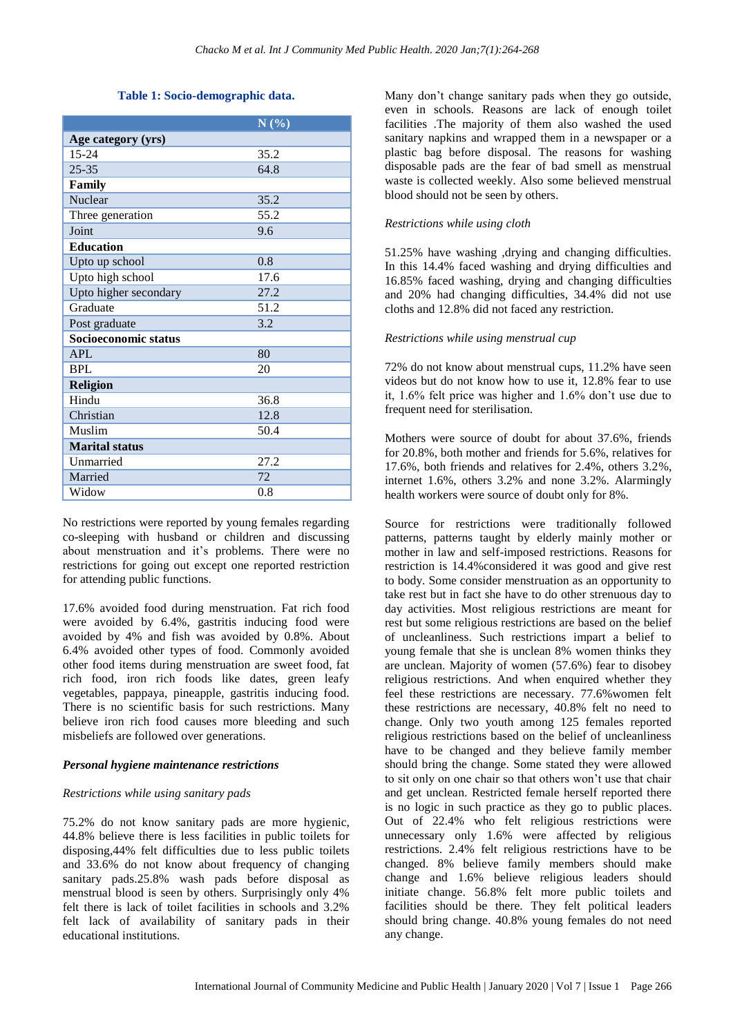**Table 1: Socio-demographic data.**

| | N (%) |
|---|---|
| **Age category (yrs)** | |
| 15-24 | 35.2 |
| 25-35 | 64.8 |
| **Family** | |
| Nuclear | 35.2 |
| Three generation | 55.2 |
| Joint | 9.6 |
| **Education** | |
| Upto up school | 0.8 |
| Upto high school | 17.6 |
| Upto higher secondary | 27.2 |
| Graduate | 51.2 |
| Post graduate | 3.2 |
| **Socioeconomic status** | |
| APL | 80 |
| BPL | 20 |
| **Religion** | |
| Hindu | 36.8 |
| Christian | 12.8 |
| Muslim | 50.4 |
| **Marital status** | |
| Unmarried | 27.2 |
| Married | 72 |
| Widow | 0.8 |

No restrictions were reported by young females regarding co-sleeping with husband or children and discussing about menstruation and it's problems. There were no restrictions for going out except one reported restriction for attending public functions.

17.6% avoided food during menstruation. Fat rich food were avoided by 6.4%, gastritis inducing food were avoided by 4% and fish was avoided by 0.8%. About 6.4% avoided other types of food. Commonly avoided other food items during menstruation are sweet food, fat rich food, iron rich foods like dates, green leafy vegetables, pappaya, pineapple, gastritis inducing food. There is no scientific basis for such restrictions. Many believe iron rich food causes more bleeding and such misbeliefs are followed over generations.

***Personal hygiene maintenance restrictions***

*Restrictions while using sanitary pads*

75.2% do not know sanitary pads are more hygienic, 44.8% believe there is less facilities in public toilets for disposing,44% felt difficulties due to less public toilets and 33.6% do not know about frequency of changing sanitary pads.25.8% wash pads before disposal as menstrual blood is seen by others. Surprisingly only 4% felt there is lack of toilet facilities in schools and 3.2% felt lack of availability of sanitary pads in their educational institutions.

Many don't change sanitary pads when they go outside, even in schools. Reasons are lack of enough toilet facilities .The majority of them also washed the used sanitary napkins and wrapped them in a newspaper or a plastic bag before disposal. The reasons for washing disposable pads are the fear of bad smell as menstrual waste is collected weekly. Also some believed menstrual blood should not be seen by others.

*Restrictions while using cloth*

51.25% have washing ,drying and changing difficulties. In this 14.4% faced washing and drying difficulties and 16.85% faced washing, drying and changing difficulties and 20% had changing difficulties, 34.4% did not use cloths and 12.8% did not faced any restriction.

*Restrictions while using menstrual cup*

72% do not know about menstrual cups, 11.2% have seen videos but do not know how to use it, 12.8% fear to use it, 1.6% felt price was higher and 1.6% don't use due to frequent need for sterilisation.

Mothers were source of doubt for about 37.6%, friends for 20.8%, both mother and friends for 5.6%, relatives for 17.6%, both friends and relatives for 2.4%, others 3.2%, internet 1.6%, others 3.2% and none 3.2%. Alarmingly health workers were source of doubt only for 8%.

Source for restrictions were traditionally followed patterns, patterns taught by elderly mainly mother or mother in law and self-imposed restrictions. Reasons for restriction is 14.4%considered it was good and give rest to body. Some consider menstruation as an opportunity to take rest but in fact she have to do other strenuous day to day activities. Most religious restrictions are meant for rest but some religious restrictions are based on the belief of uncleanliness. Such restrictions impart a belief to young female that she is unclean 8% women thinks they are unclean. Majority of women (57.6%) fear to disobey religious restrictions. And when enquired whether they feel these restrictions are necessary. 77.6%women felt these restrictions are necessary, 40.8% felt no need to change. Only two youth among 125 females reported religious restrictions based on the belief of uncleanliness have to be changed and they believe family member should bring the change. Some stated they were allowed to sit only on one chair so that others won't use that chair and get unclean. Restricted female herself reported there is no logic in such practice as they go to public places. Out of 22.4% who felt religious restrictions were unnecessary only 1.6% were affected by religious restrictions. 2.4% felt religious restrictions have to be changed. 8% believe family members should make change and 1.6% believe religious leaders should initiate change. 56.8% felt more public toilets and facilities should be there. They felt political leaders should bring change. 40.8% young females do not need any change.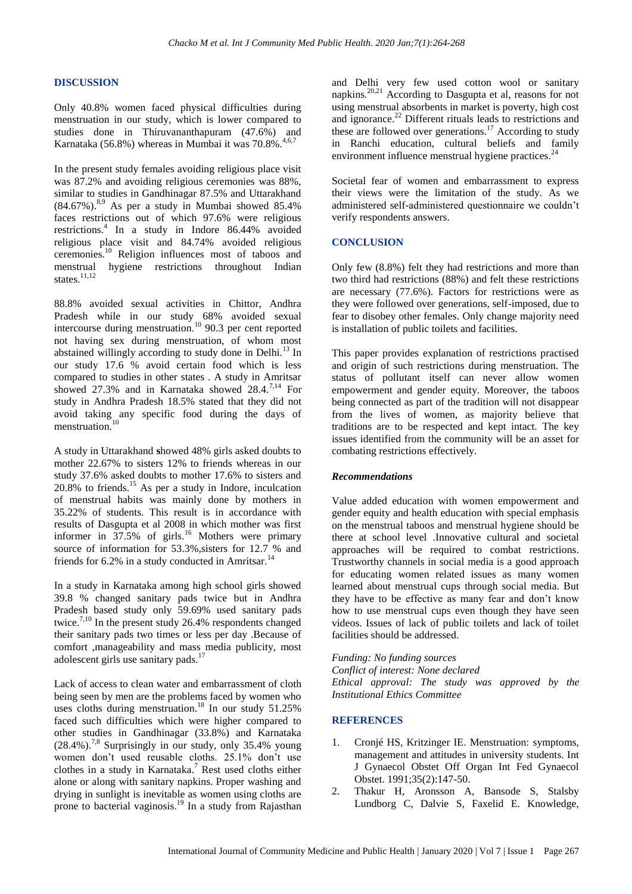## DISCUSSION

Only 40.8% women faced physical difficulties during menstruation in our study, which is lower compared to studies done in Thiruvananthapuram (47.6%) and Karnataka (56.8%) whereas in Mumbai it was 70.8%.[4,6,7]

In the present study females avoiding religious place visit was 87.2% and avoiding religious ceremonies was 88%, similar to studies in Gandhinagar 87.5% and Uttarakhand (84.67%).[8,9] As per a study in Mumbai showed 85.4% faces restrictions out of which 97.6% were religious restrictions.[4] In a study in Indore 86.44% avoided religious place visit and 84.74% avoided religious ceremonies.[10] Religion influences most of taboos and menstrual hygiene restrictions throughout Indian states.[11,12]

88.8% avoided sexual activities in Chittor, Andhra Pradesh while in our study 68% avoided sexual intercourse during menstruation.[10] 90.3 per cent reported not having sex during menstruation, of whom most abstained willingly according to study done in Delhi.[13] In our study 17.6 % avoid certain food which is less compared to studies in other states . A study in Amritsar showed 27.3% and in Karnataka showed 28.4.[7,14] For study in Andhra Pradesh 18.5% stated that they did not avoid taking any specific food during the days of menstruation.[10]

A study in Uttarakhand showed 48% girls asked doubts to mother 22.67% to sisters 12% to friends whereas in our study 37.6% asked doubts to mother 17.6% to sisters and 20.8% to friends.[15] As per a study in Indore, inculcation of menstrual habits was mainly done by mothers in 35.22% of students. This result is in accordance with results of Dasgupta et al 2008 in which mother was first informer in 37.5% of girls.[16] Mothers were primary source of information for 53.3%,sisters for 12.7 % and friends for 6.2% in a study conducted in Amritsar.[14]

In a study in Karnataka among high school girls showed 39.8 % changed sanitary pads twice but in Andhra Pradesh based study only 59.69% used sanitary pads twice.[7,10] In the present study 26.4% respondents changed their sanitary pads two times or less per day .Because of comfort ,manageability and mass media publicity, most adolescent girls use sanitary pads.[17]

Lack of access to clean water and embarrassment of cloth being seen by men are the problems faced by women who uses cloths during menstruation.[18] In our study 51.25% faced such difficulties which were higher compared to other studies in Gandhinagar (33.8%) and Karnataka (28.4%).[7,8] Surprisingly in our study, only 35.4% young women don't used reusable cloths. 25.1% don't use clothes in a study in Karnataka.[7] Rest used cloths either alone or along with sanitary napkins. Proper washing and drying in sunlight is inevitable as women using cloths are prone to bacterial vaginosis.[19] In a study from Rajasthan and Delhi very few used cotton wool or sanitary napkins.[20,21] According to Dasgupta et al, reasons for not using menstrual absorbents in market is poverty, high cost and ignorance.[22] Different rituals leads to restrictions and these are followed over generations.[17] According to study in Ranchi education, cultural beliefs and family environment influence menstrual hygiene practices.[24]

Societal fear of women and embarrassment to express their views were the limitation of the study. As we administered self-administered questionnaire we couldn't verify respondents answers.

## CONCLUSION

Only few (8.8%) felt they had restrictions and more than two third had restrictions (88%) and felt these restrictions are necessary (77.6%). Factors for restrictions were as they were followed over generations, self-imposed, due to fear to disobey other females. Only change majority need is installation of public toilets and facilities.

This paper provides explanation of restrictions practised and origin of such restrictions during menstruation. The status of pollutant itself can never allow women empowerment and gender equity. Moreover, the taboos being connected as part of the tradition will not disappear from the lives of women, as majority believe that traditions are to be respected and kept intact. The key issues identified from the community will be an asset for combating restrictions effectively.

### *Recommendations*

Value added education with women empowerment and gender equity and health education with special emphasis on the menstrual taboos and menstrual hygiene should be there at school level .Innovative cultural and societal approaches will be required to combat restrictions. Trustworthy channels in social media is a good approach for educating women related issues as many women learned about menstrual cups through social media. But they have to be effective as many fear and don't know how to use menstrual cups even though they have seen videos. Issues of lack of public toilets and lack of toilet facilities should be addressed.

*Funding: No funding sources*
*Conflict of interest: None declared*
*Ethical approval: The study was approved by the Institutional Ethics Committee*

## REFERENCES

1. Cronjé HS, Kritzinger IE. Menstruation: symptoms, management and attitudes in university students. Int J Gynaecol Obstet Off Organ Int Fed Gynaecol Obstet. 1991;35(2):147-50.
2. Thakur H, Aronsson A, Bansode S, Stalsby Lundborg C, Dalvie S, Faxelid E. Knowledge,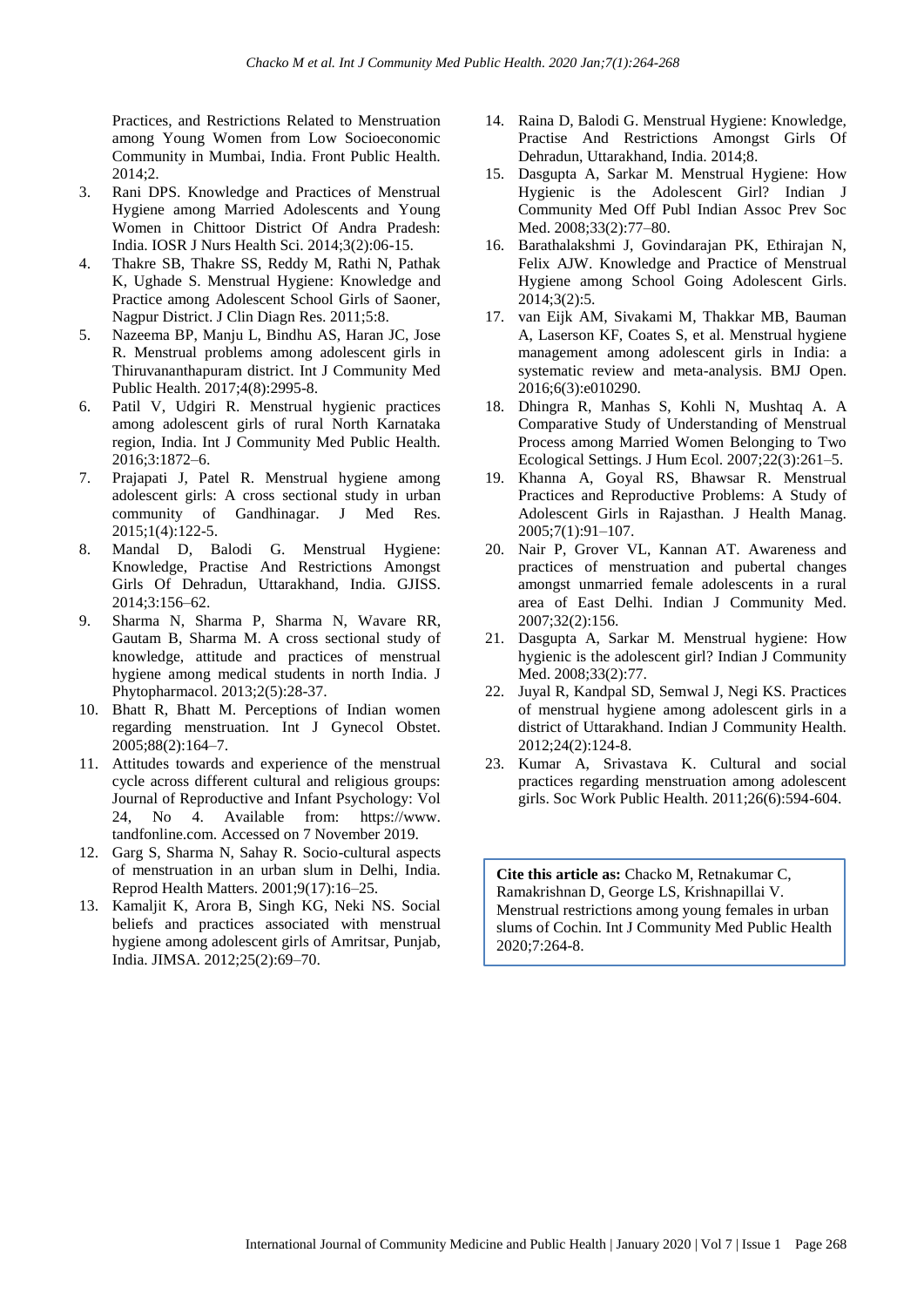Practices, and Restrictions Related to Menstruation among Young Women from Low Socioeconomic Community in Mumbai, India. Front Public Health. 2014;2.

3. Rani DPS. Knowledge and Practices of Menstrual Hygiene among Married Adolescents and Young Women in Chittoor District Of Andra Pradesh: India. IOSR J Nurs Health Sci. 2014;3(2):06-15.
4. Thakre SB, Thakre SS, Reddy M, Rathi N, Pathak K, Ughade S. Menstrual Hygiene: Knowledge and Practice among Adolescent School Girls of Saoner, Nagpur District. J Clin Diagn Res. 2011;5:8.
5. Nazeema BP, Manju L, Bindhu AS, Haran JC, Jose R. Menstrual problems among adolescent girls in Thiruvananthapuram district. Int J Community Med Public Health. 2017;4(8):2995-8.
6. Patil V, Udgiri R. Menstrual hygienic practices among adolescent girls of rural North Karnataka region, India. Int J Community Med Public Health. 2016;3:1872–6.
7. Prajapati J, Patel R. Menstrual hygiene among adolescent girls: A cross sectional study in urban community of Gandhinagar. J Med Res. 2015;1(4):122-5.
8. Mandal D, Balodi G. Menstrual Hygiene: Knowledge, Practise And Restrictions Amongst Girls Of Dehradun, Uttarakhand, India. GJISS. 2014;3:156–62.
9. Sharma N, Sharma P, Sharma N, Wavare RR, Gautam B, Sharma M. A cross sectional study of knowledge, attitude and practices of menstrual hygiene among medical students in north India. J Phytopharmacol. 2013;2(5):28-37.
10. Bhatt R, Bhatt M. Perceptions of Indian women regarding menstruation. Int J Gynecol Obstet. 2005;88(2):164–7.
11. Attitudes towards and experience of the menstrual cycle across different cultural and religious groups: Journal of Reproductive and Infant Psychology: Vol 24, No 4. Available from: https://www.tandfonline.com. Accessed on 7 November 2019.
12. Garg S, Sharma N, Sahay R. Socio-cultural aspects of menstruation in an urban slum in Delhi, India. Reprod Health Matters. 2001;9(17):16–25.
13. Kamaljit K, Arora B, Singh KG, Neki NS. Social beliefs and practices associated with menstrual hygiene among adolescent girls of Amritsar, Punjab, India. JIMSA. 2012;25(2):69–70.
14. Raina D, Balodi G. Menstrual Hygiene: Knowledge, Practise And Restrictions Amongst Girls Of Dehradun, Uttarakhand, India. 2014;8.
15. Dasgupta A, Sarkar M. Menstrual Hygiene: How Hygienic is the Adolescent Girl? Indian J Community Med Off Publ Indian Assoc Prev Soc Med. 2008;33(2):77–80.
16. Barathalakshmi J, Govindarajan PK, Ethirajan N, Felix AJW. Knowledge and Practice of Menstrual Hygiene among School Going Adolescent Girls. 2014;3(2):5.
17. van Eijk AM, Sivakami M, Thakkar MB, Bauman A, Laserson KF, Coates S, et al. Menstrual hygiene management among adolescent girls in India: a systematic review and meta-analysis. BMJ Open. 2016;6(3):e010290.
18. Dhingra R, Manhas S, Kohli N, Mushtaq A. A Comparative Study of Understanding of Menstrual Process among Married Women Belonging to Two Ecological Settings. J Hum Ecol. 2007;22(3):261–5.
19. Khanna A, Goyal RS, Bhawsar R. Menstrual Practices and Reproductive Problems: A Study of Adolescent Girls in Rajasthan. J Health Manag. 2005;7(1):91–107.
20. Nair P, Grover VL, Kannan AT. Awareness and practices of menstruation and pubertal changes amongst unmarried female adolescents in a rural area of East Delhi. Indian J Community Med. 2007;32(2):156.
21. Dasgupta A, Sarkar M. Menstrual hygiene: How hygienic is the adolescent girl? Indian J Community Med. 2008;33(2):77.
22. Juyal R, Kandpal SD, Semwal J, Negi KS. Practices of menstrual hygiene among adolescent girls in a district of Uttarakhand. Indian J Community Health. 2012;24(2):124-8.
23. Kumar A, Srivastava K. Cultural and social practices regarding menstruation among adolescent girls. Soc Work Public Health. 2011;26(6):594-604.

**Cite this article as:** Chacko M, Retnakumar C, Ramakrishnan D, George LS, Krishnapillai V. Menstrual restrictions among young females in urban slums of Cochin. Int J Community Med Public Health 2020;7:264-8.